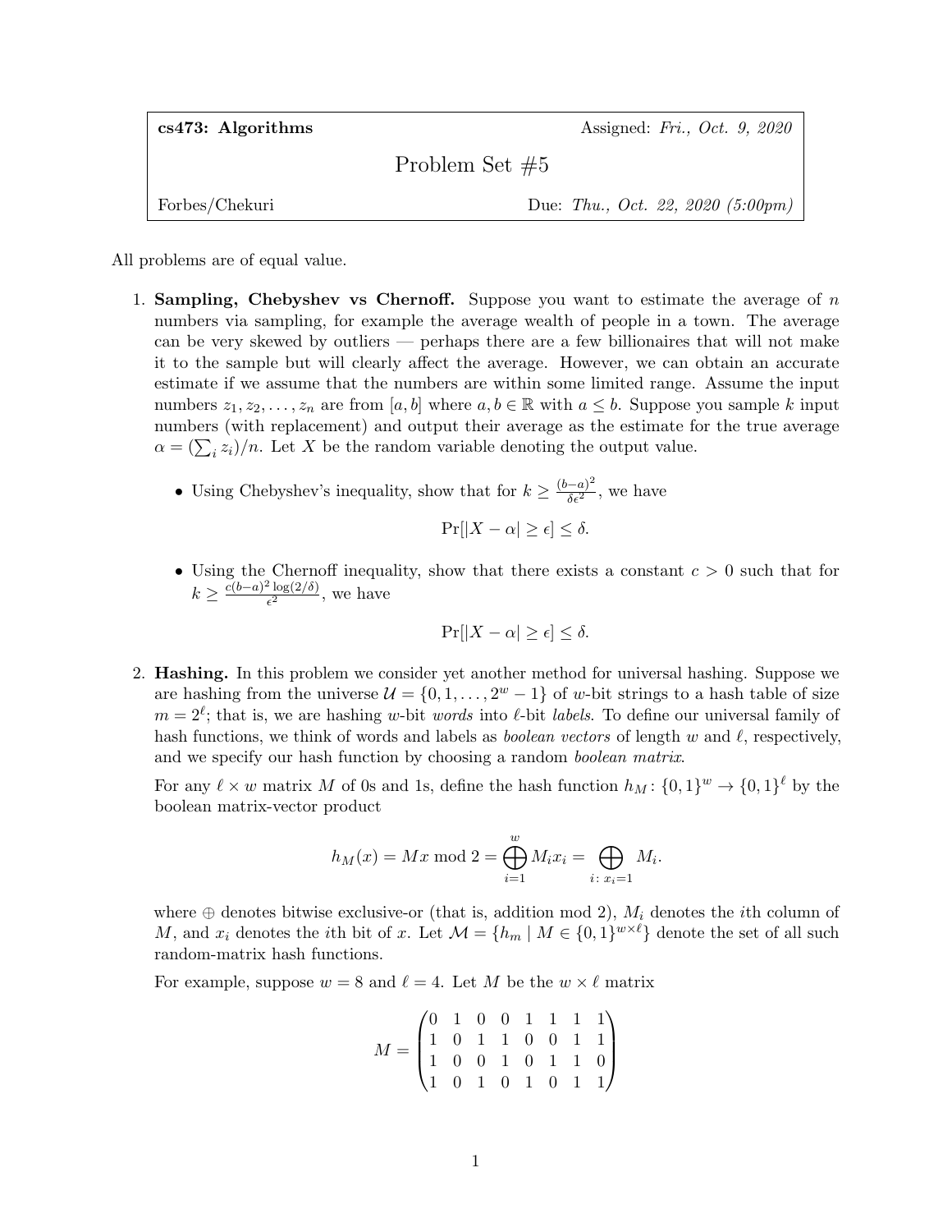| **cs473: Algorithms** | Assigned: *Fri., Oct. 9, 2020* |
|---|---|
| | Problem Set #5 |
| Forbes/Chekuri | Due: *Thu., Oct. 22, 2020 (5:00pm)* |

All problems are of equal value.

1. **Sampling, Chebyshev vs Chernoff.** Suppose you want to estimate the average of $n$ numbers via sampling, for example the average wealth of people in a town. The average can be very skewed by outliers — perhaps there are a few billionaires that will not make it to the sample but will clearly affect the average. However, we can obtain an accurate estimate if we assume that the numbers are within some limited range. Assume the input numbers $z_1, z_2, \ldots, z_n$ are from $[a, b]$ where $a, b \in \mathbb{R}$ with $a \leq b$. Suppose you sample $k$ input numbers (with replacement) and output their average as the estimate for the true average $\alpha = (\sum_i z_i)/n$. Let $X$ be the random variable denoting the output value.

   - Using Chebyshev's inequality, show that for $k \geq \frac{(b-a)^2}{\delta \epsilon^2}$, we have
   $$\Pr[|X - \alpha| \geq \epsilon] \leq \delta.$$
   - Using the Chernoff inequality, show that there exists a constant $c > 0$ such that for $k \geq \frac{c(b-a)^2 \log(2/\delta)}{\epsilon^2}$, we have
   $$\Pr[|X - \alpha| \geq \epsilon] \leq \delta.$$

2. **Hashing.** In this problem we consider yet another method for universal hashing. Suppose we are hashing from the universe $\mathcal{U} = \{0, 1, \ldots, 2^w - 1\}$ of $w$-bit strings to a hash table of size $m = 2^\ell$; that is, we are hashing $w$-bit *words* into $\ell$-bit *labels*. To define our universal family of hash functions, we think of words and labels as *boolean vectors* of length $w$ and $\ell$, respectively, and we specify our hash function by choosing a random *boolean matrix*.

   For any $\ell \times w$ matrix $M$ of 0s and 1s, define the hash function $h_M : \{0, 1\}^w \to \{0, 1\}^\ell$ by the boolean matrix-vector product
   $$h_M(x) = Mx \bmod 2 = \bigoplus_{i=1}^{w} M_i x_i = \bigoplus_{i:\, x_i = 1} M_i.$$
   where $\oplus$ denotes bitwise exclusive-or (that is, addition mod 2), $M_i$ denotes the $i$th column of $M$, and $x_i$ denotes the $i$th bit of $x$. Let $\mathcal{M} = \{h_m \mid M \in \{0, 1\}^{w \times \ell}\}$ denote the set of all such random-matrix hash functions.

   For example, suppose $w = 8$ and $\ell = 4$. Let $M$ be the $w \times \ell$ matrix
   $$M = \begin{pmatrix} 0 & 1 & 0 & 0 & 1 & 1 & 1 & 1 \\ 1 & 0 & 1 & 1 & 0 & 0 & 1 & 1 \\ 1 & 0 & 0 & 1 & 0 & 1 & 1 & 0 \\ 1 & 0 & 1 & 0 & 1 & 0 & 1 & 1 \end{pmatrix}$$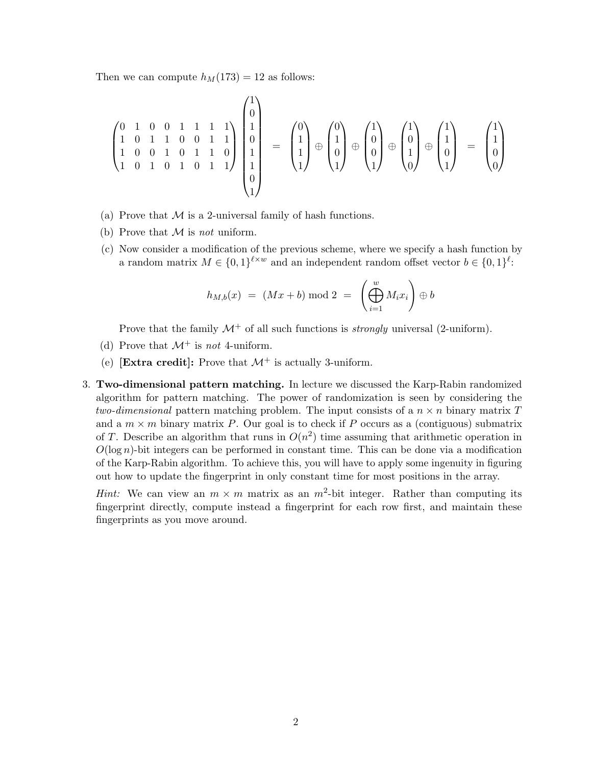Then we can compute $h_M(173) = 12$ as follows:

$$\begin{pmatrix} 0 & 1 & 0 & 0 & 1 & 1 & 1 & 1 \\ 1 & 0 & 1 & 1 & 0 & 0 & 1 & 1 \\ 1 & 0 & 0 & 1 & 0 & 1 & 1 & 0 \\ 1 & 0 & 1 & 0 & 1 & 0 & 1 & 1 \end{pmatrix} \begin{pmatrix} 1 \\ 0 \\ 1 \\ 0 \\ 1 \\ 1 \\ 0 \\ 1 \end{pmatrix} = \begin{pmatrix} 0 \\ 1 \\ 1 \\ 1 \end{pmatrix} \oplus \begin{pmatrix} 0 \\ 1 \\ 0 \\ 1 \end{pmatrix} \oplus \begin{pmatrix} 1 \\ 0 \\ 0 \\ 1 \end{pmatrix} \oplus \begin{pmatrix} 1 \\ 0 \\ 1 \\ 0 \end{pmatrix} \oplus \begin{pmatrix} 1 \\ 1 \\ 0 \\ 1 \end{pmatrix} = \begin{pmatrix} 1 \\ 1 \\ 0 \\ 0 \end{pmatrix}$$

(a) Prove that $\mathcal{M}$ is a 2-universal family of hash functions.

(b) Prove that $\mathcal{M}$ is *not* uniform.

(c) Now consider a modification of the previous scheme, where we specify a hash function by a random matrix $M \in \{0,1\}^{\ell \times w}$ and an independent random offset vector $b \in \{0,1\}^{\ell}$:

$$h_{M,b}(x) \; = \; (Mx + b) \bmod 2 \; = \; \left( \bigoplus_{i=1}^{w} M_i x_i \right) \oplus b$$

Prove that the family $\mathcal{M}^{+}$ of all such functions is *strongly* universal (2-uniform).

(d) Prove that $\mathcal{M}^{+}$ is *not* 4-uniform.

(e) **[Extra credit]:** Prove that $\mathcal{M}^{+}$ is actually 3-uniform.

3. **Two-dimensional pattern matching.** In lecture we discussed the Karp-Rabin randomized algorithm for pattern matching. The power of randomization is seen by considering the *two-dimensional* pattern matching problem. The input consists of a $n \times n$ binary matrix $T$ and a $m \times m$ binary matrix $P$. Our goal is to check if $P$ occurs as a (contiguous) submatrix of $T$. Describe an algorithm that runs in $O(n^2)$ time assuming that arithmetic operation in $O(\log n)$-bit integers can be performed in constant time. This can be done via a modification of the Karp-Rabin algorithm. To achieve this, you will have to apply some ingenuity in figuring out how to update the fingerprint in only constant time for most positions in the array.

   *Hint:* We can view an $m \times m$ matrix as an $m^2$-bit integer. Rather than computing its fingerprint directly, compute instead a fingerprint for each row first, and maintain these fingerprints as you move around.